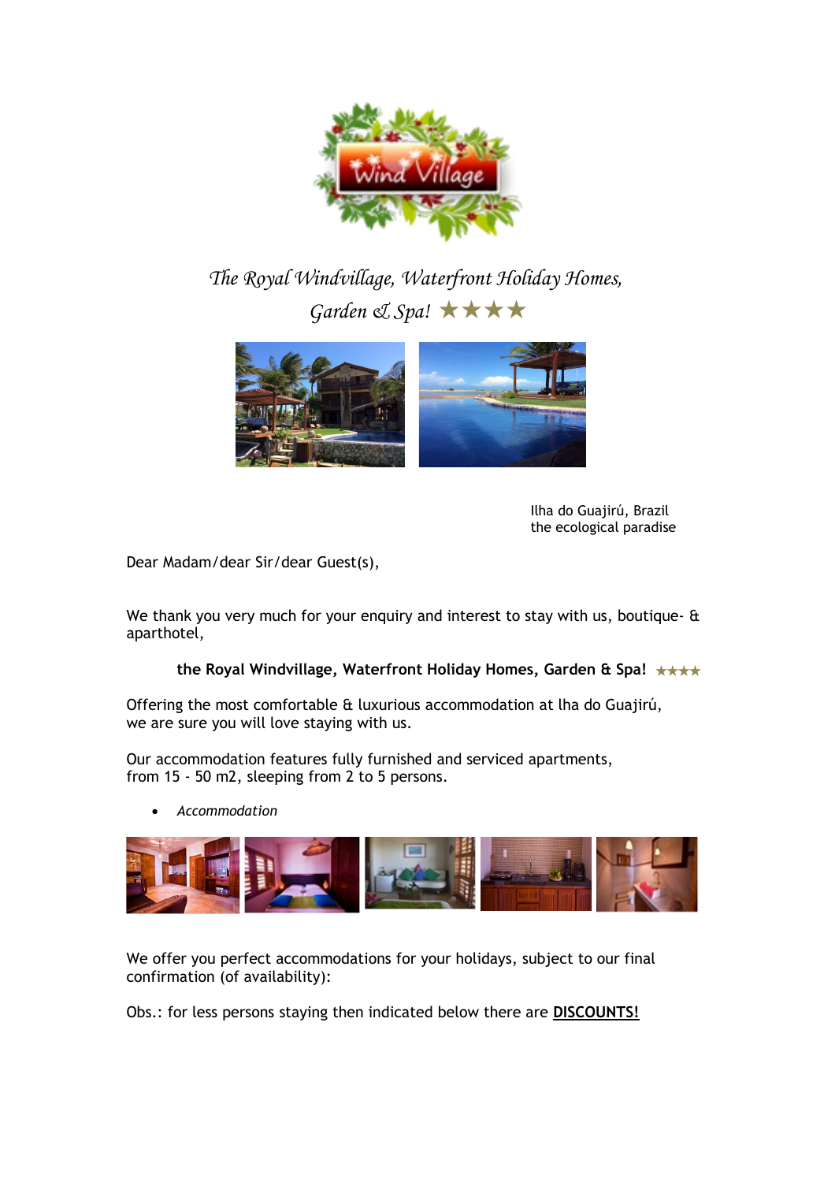*The Royal Windvillage, Waterfront Holiday Homes, Garden & Spa!* ★★★★

Ilha do Guajirú, Brazil
the ecological paradise

Dear Madam/dear Sir/dear Guest(s),

We thank you very much for your enquiry and interest to stay with us, boutique- & aparthotel,

**the Royal Windvillage, Waterfront Holiday Homes, Garden & Spa!** ★★★★

Offering the most comfortable & luxurious accommodation at lha do Guajirú,
we are sure you will love staying with us.

Our accommodation features fully furnished and serviced apartments,
from 15 - 50 m2, sleeping from 2 to 5 persons.

- *Accommodation*

We offer you perfect accommodations for your holidays, subject to our final confirmation (of availability):

Obs.: for less persons staying then indicated below there are **DISCOUNTS!**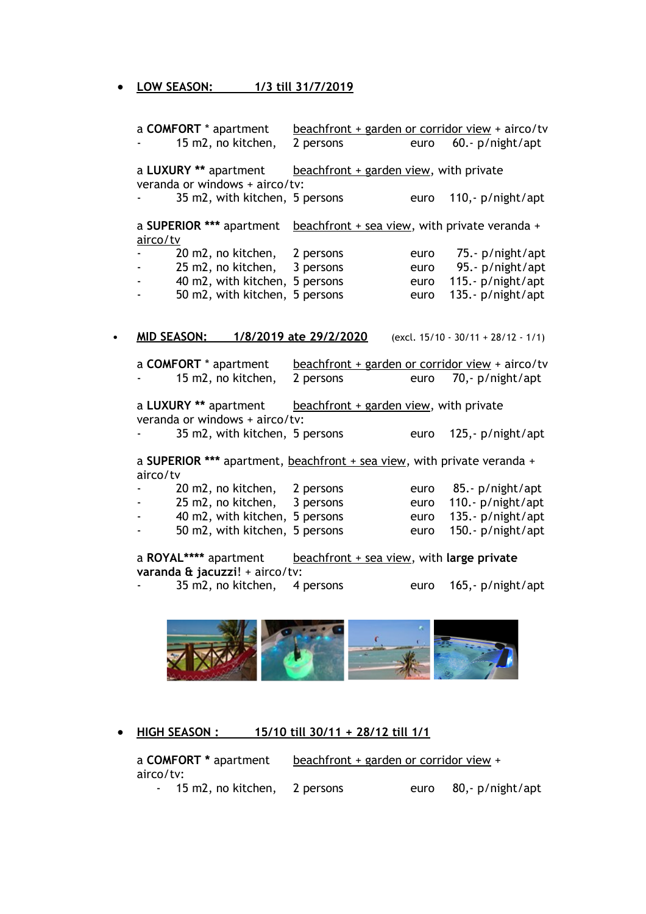- **LOW SEASON: 1/3 till 31/7/2019**

a **COMFORT** * apartment beachfront + garden or corridor view + airco/tv
- 15 m2, no kitchen, 2 persons euro 60.- p/night/apt

a **LUXURY** ** apartment beachfront + garden view, with private veranda or windows + airco/tv:
- 35 m2, with kitchen, 5 persons euro 110,- p/night/apt

a **SUPERIOR** *** apartment beachfront + sea view, with private veranda + airco/tv
- 20 m2, no kitchen, 2 persons euro 75.- p/night/apt
- 25 m2, no kitchen, 3 persons euro 95.- p/night/apt
- 40 m2, with kitchen, 5 persons euro 115.- p/night/apt
- 50 m2, with kitchen, 5 persons euro 135.- p/night/apt

- **MID SEASON: 1/8/2019 ate 29/2/2020** (excl. 15/10 - 30/11 + 28/12 - 1/1)

a **COMFORT** * apartment beachfront + garden or corridor view + airco/tv
- 15 m2, no kitchen, 2 persons euro 70,- p/night/apt

a **LUXURY** ** apartment beachfront + garden view, with private veranda or windows + airco/tv:
- 35 m2, with kitchen, 5 persons euro 125,- p/night/apt

a **SUPERIOR** *** apartment, beachfront + sea view, with private veranda + airco/tv
- 20 m2, no kitchen, 2 persons euro 85.- p/night/apt
- 25 m2, no kitchen, 3 persons euro 110.- p/night/apt
- 40 m2, with kitchen, 5 persons euro 135.- p/night/apt
- 50 m2, with kitchen, 5 persons euro 150.- p/night/apt

a **ROYAL****** apartment beachfront + sea view, with **large private varanda & jacuzzi**! + airco/tv:
- 35 m2, no kitchen, 4 persons euro 165,- p/night/apt

- **HIGH SEASON : 15/10 till 30/11 + 28/12 till 1/1**

a **COMFORT *** apartment beachfront + garden or corridor view + airco/tv:
- 15 m2, no kitchen, 2 persons euro 80,- p/night/apt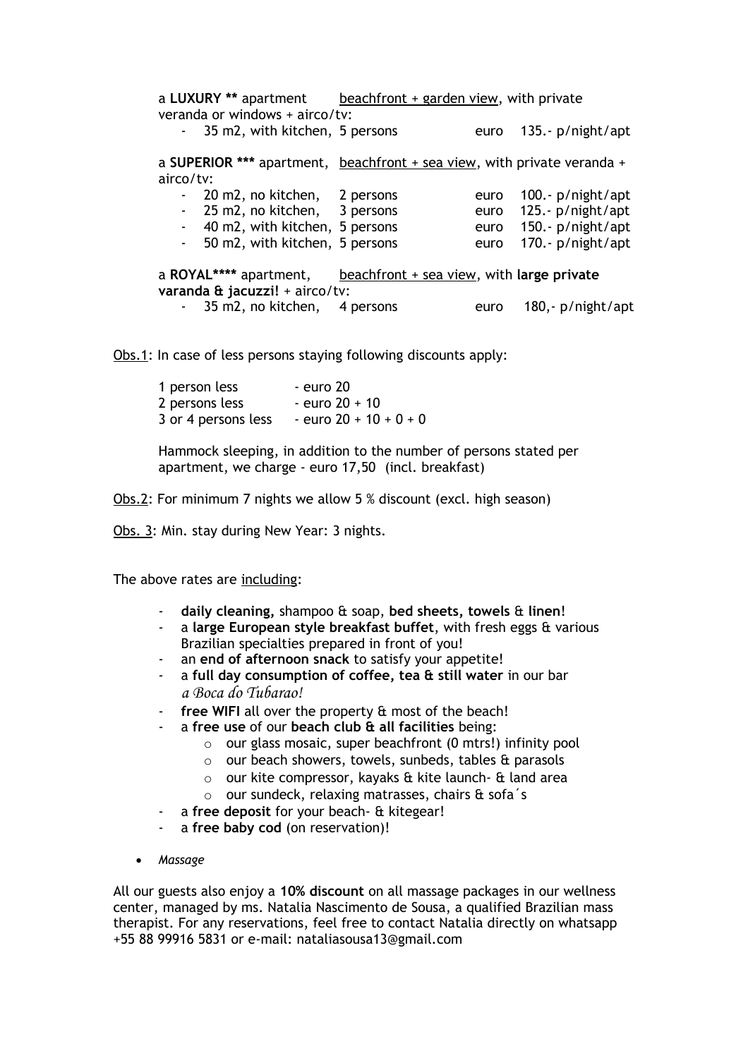a **LUXURY \*\*** apartment beachfront + garden view, with private veranda or windows + airco/tv:

- 35 m2, with kitchen, 5 persons euro 135.- p/night/apt

a **SUPERIOR \*\*\*** apartment, beachfront + sea view, with private veranda + airco/tv:

- 20 m2, no kitchen, 2 persons euro 100.- p/night/apt
- 25 m2, no kitchen, 3 persons euro 125.- p/night/apt
- 40 m2, with kitchen, 5 persons euro 150.- p/night/apt
- 50 m2, with kitchen, 5 persons euro 170.- p/night/apt

a **ROYAL\*\*\*\*** apartment, beachfront + sea view, with **large private varanda & jacuzzi!** + airco/tv:

- 35 m2, no kitchen, 4 persons euro 180,- p/night/apt

Obs.1: In case of less persons staying following discounts apply:

| | |
|---|---|
| 1 person less | - euro 20 |
| 2 persons less | - euro 20 + 10 |
| 3 or 4 persons less | - euro 20 + 10 + 0 + 0 |

Hammock sleeping, in addition to the number of persons stated per apartment, we charge - euro 17,50 (incl. breakfast)

Obs.2: For minimum 7 nights we allow 5 % discount (excl. high season)

Obs. 3: Min. stay during New Year: 3 nights.

The above rates are including:

- **daily cleaning,** shampoo & soap, **bed sheets, towels** & **linen**!
- a **large European style breakfast buffet**, with fresh eggs & various Brazilian specialties prepared in front of you!
- an **end of afternoon snack** to satisfy your appetite!
- a **full day consumption of coffee, tea & still water** in our bar *a Boca do Tubarao!*
- **free WIFI** all over the property & most of the beach!
- a **free use** of our **beach club & all facilities** being:
  - our glass mosaic, super beachfront (0 mtrs!) infinity pool
  - our beach showers, towels, sunbeds, tables & parasols
  - our kite compressor, kayaks & kite launch- & land area
  - our sundeck, relaxing matrasses, chairs & sofa´s
- a **free deposit** for your beach- & kitegear!
- a **free baby cod** (on reservation)!

- *Massage*

All our guests also enjoy a **10% discount** on all massage packages in our wellness center, managed by ms. Natalia Nascimento de Sousa, a qualified Brazilian mass therapist. For any reservations, feel free to contact Natalia directly on whatsapp +55 88 99916 5831 or e-mail: nataliasousa13@gmail.com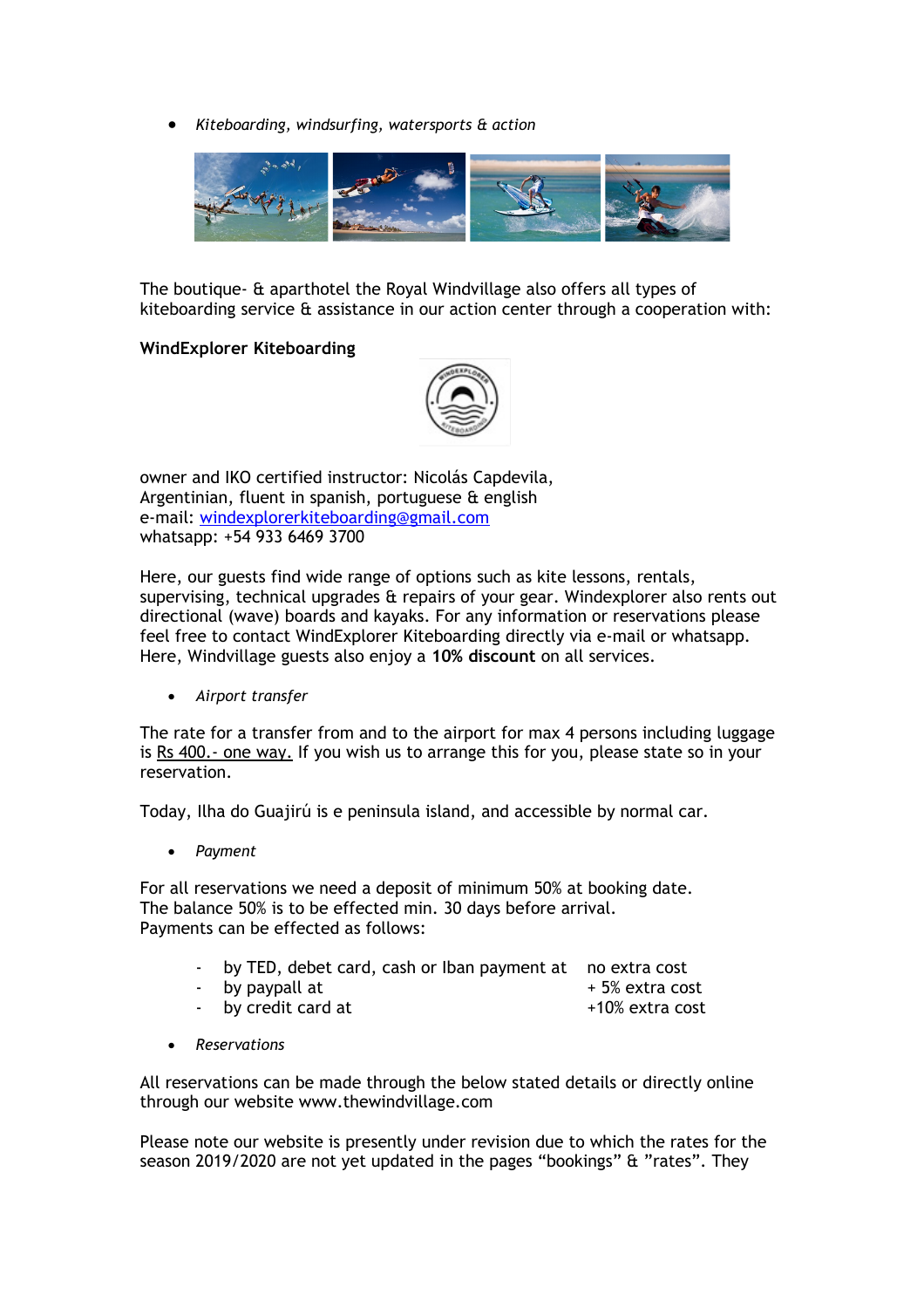- *Kiteboarding, windsurfing, watersports & action*

The boutique- & aparthotel the Royal Windvillage also offers all types of kiteboarding service & assistance in our action center through a cooperation with:

**WindExplorer Kiteboarding**

owner and IKO certified instructor: Nicolás Capdevila,
Argentinian, fluent in spanish, portuguese & english
e-mail: windexplorerkiteboarding@gmail.com
whatsapp: +54 933 6469 3700

Here, our guests find wide range of options such as kite lessons, rentals, supervising, technical upgrades & repairs of your gear. Windexplorer also rents out directional (wave) boards and kayaks. For any information or reservations please feel free to contact WindExplorer Kiteboarding directly via e-mail or whatsapp. Here, Windvillage guests also enjoy a **10% discount** on all services.

- *Airport transfer*

The rate for a transfer from and to the airport for max 4 persons including luggage is Rs 400.- one way. If you wish us to arrange this for you, please state so in your reservation.

Today, Ilha do Guajirú is e peninsula island, and accessible by normal car.

- *Payment*

For all reservations we need a deposit of minimum 50% at booking date.
The balance 50% is to be effected min. 30 days before arrival.
Payments can be effected as follows:

- by TED, debet card, cash or Iban payment at no extra cost
- by paypall at + 5% extra cost
- by credit card at +10% extra cost

- *Reservations*

All reservations can be made through the below stated details or directly online through our website www.thewindvillage.com

Please note our website is presently under revision due to which the rates for the season 2019/2020 are not yet updated in the pages “bookings” & ”rates”. They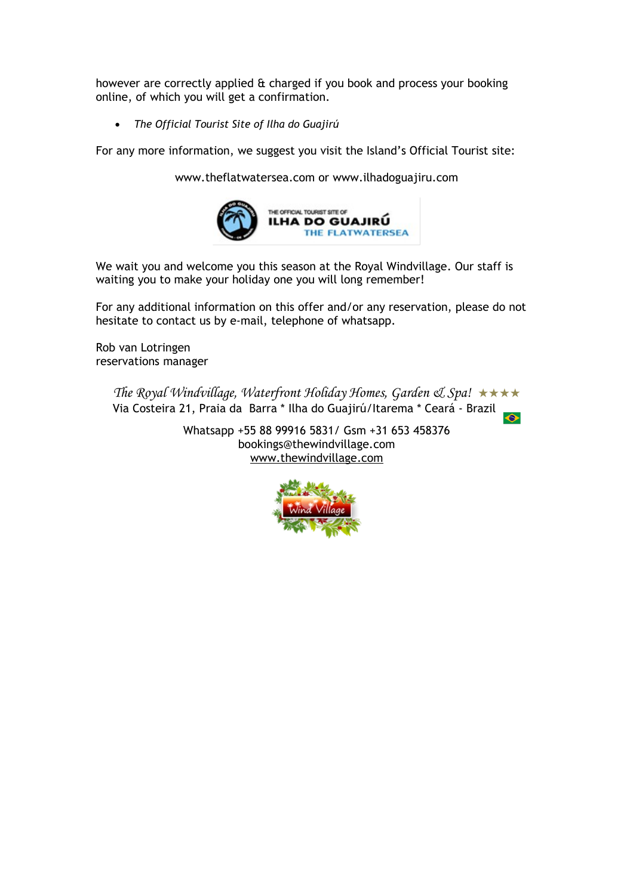however are correctly applied & charged if you book and process your booking online, of which you will get a confirmation.

- *The Official Tourist Site of Ilha do Guajirú*

For any more information, we suggest you visit the Island's Official Tourist site:

www.theflatwatersea.com or www.ilhadoguajiru.com

We wait you and welcome you this season at the Royal Windvillage. Our staff is waiting you to make your holiday one you will long remember!

For any additional information on this offer and/or any reservation, please do not hesitate to contact us by e-mail, telephone of whatsapp.

Rob van Lotringen
reservations manager

*The Royal Windvillage, Waterfront Holiday Homes, Garden & Spa!* ★★★★
Via Costeira 21, Praia da Barra * Ilha do Guajirú/Itarema * Ceará - Brazil

Whatsapp +55 88 99916 5831/ Gsm +31 653 458376
bookings@thewindvillage.com
www.thewindvillage.com